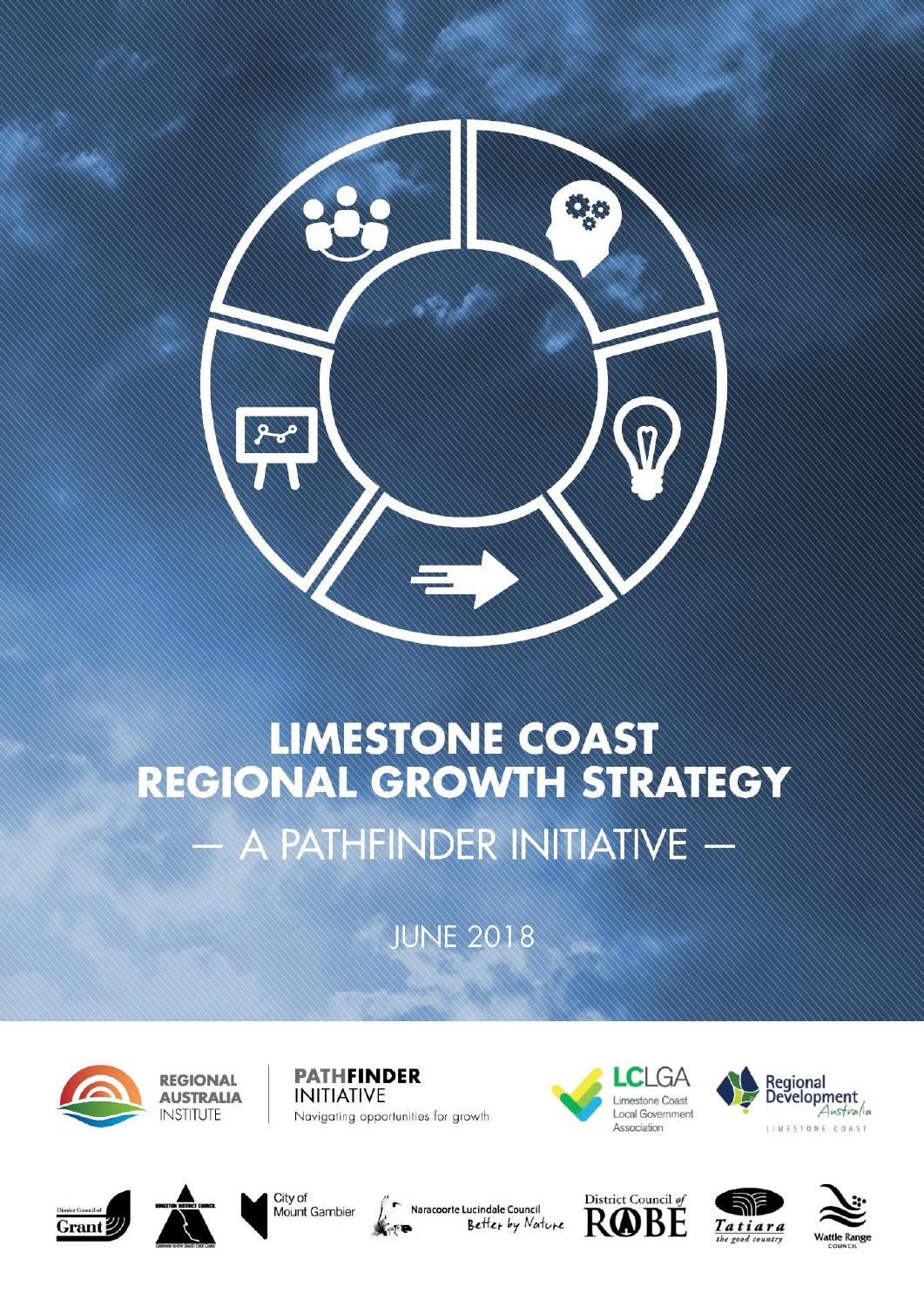# LIMESTONE COAST REGIONAL GROWTH STRATEGY

## — A PATHFINDER INITIATIVE —

JUNE 2018

REGIONAL AUSTRALIA INSTITUTE

PATHFINDER INITIATIVE
Navigating opportunities for growth

LCLGA
Limestone Coast Local Government Association

Regional Development Australia
LIMESTONE COAST

District Council of Grant

Kingston District Council

City of Mount Gambier

Naracoorte Lucindale Council
Better by Nature

District Council of Robe

Tatiara
the good country

Wattle Range Council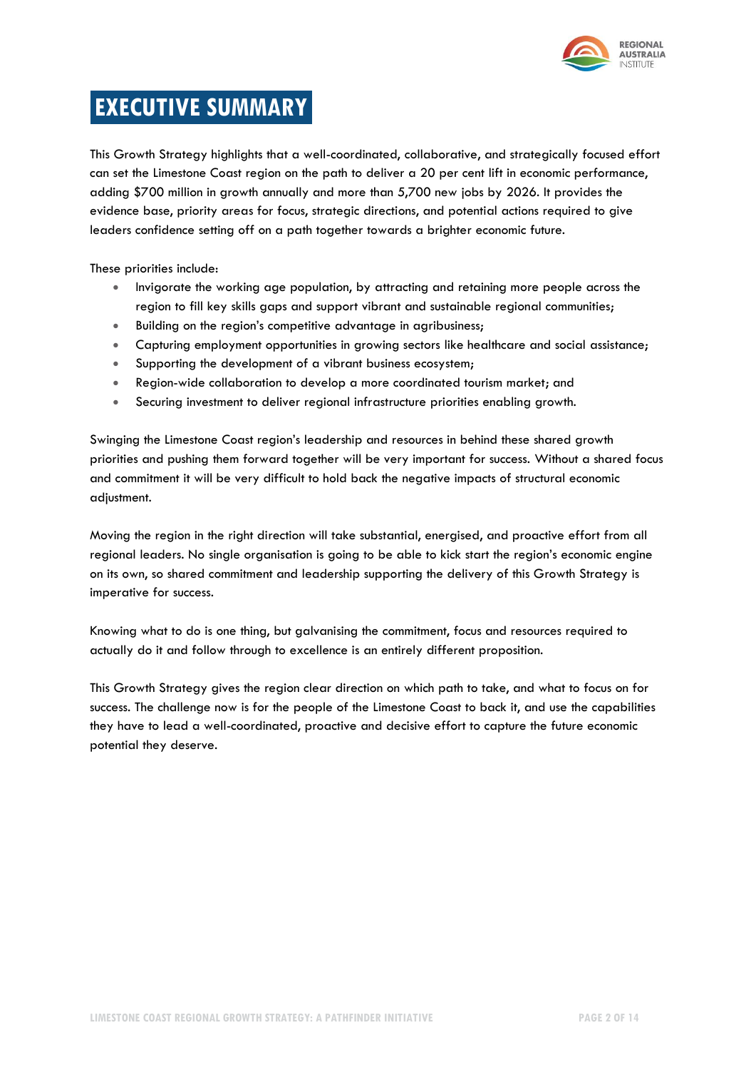# EXECUTIVE SUMMARY

This Growth Strategy highlights that a well-coordinated, collaborative, and strategically focused effort can set the Limestone Coast region on the path to deliver a 20 per cent lift in economic performance, adding $700 million in growth annually and more than 5,700 new jobs by 2026. It provides the evidence base, priority areas for focus, strategic directions, and potential actions required to give leaders confidence setting off on a path together towards a brighter economic future.

These priorities include:

- Invigorate the working age population, by attracting and retaining more people across the region to fill key skills gaps and support vibrant and sustainable regional communities;
- Building on the region's competitive advantage in agribusiness;
- Capturing employment opportunities in growing sectors like healthcare and social assistance;
- Supporting the development of a vibrant business ecosystem;
- Region-wide collaboration to develop a more coordinated tourism market; and
- Securing investment to deliver regional infrastructure priorities enabling growth.

Swinging the Limestone Coast region's leadership and resources in behind these shared growth priorities and pushing them forward together will be very important for success. Without a shared focus and commitment it will be very difficult to hold back the negative impacts of structural economic adjustment.

Moving the region in the right direction will take substantial, energised, and proactive effort from all regional leaders. No single organisation is going to be able to kick start the region's economic engine on its own, so shared commitment and leadership supporting the delivery of this Growth Strategy is imperative for success.

Knowing what to do is one thing, but galvanising the commitment, focus and resources required to actually do it and follow through to excellence is an entirely different proposition.

This Growth Strategy gives the region clear direction on which path to take, and what to focus on for success. The challenge now is for the people of the Limestone Coast to back it, and use the capabilities they have to lead a well-coordinated, proactive and decisive effort to capture the future economic potential they deserve.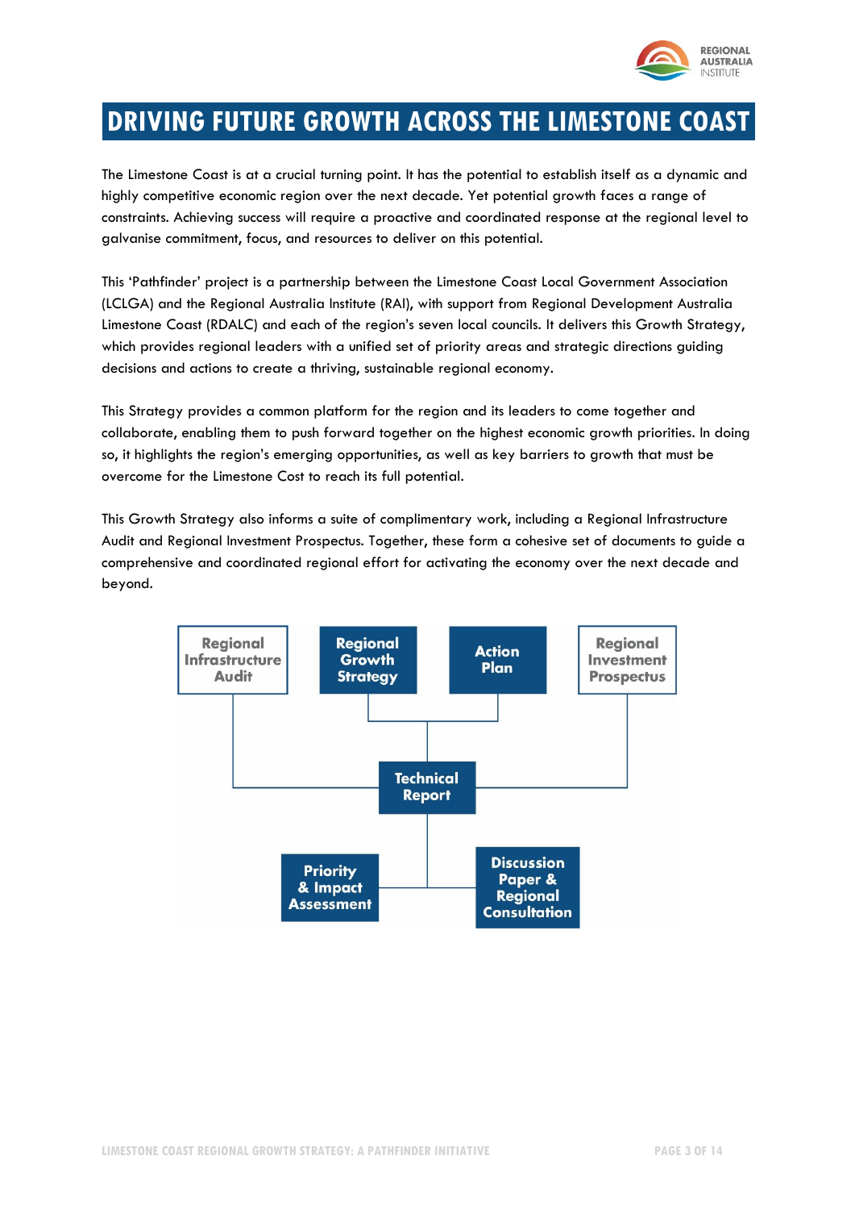# DRIVING FUTURE GROWTH ACROSS THE LIMESTONE COAST

The Limestone Coast is at a crucial turning point. It has the potential to establish itself as a dynamic and highly competitive economic region over the next decade. Yet potential growth faces a range of constraints. Achieving success will require a proactive and coordinated response at the regional level to galvanise commitment, focus, and resources to deliver on this potential.

This 'Pathfinder' project is a partnership between the Limestone Coast Local Government Association (LCLGA) and the Regional Australia Institute (RAI), with support from Regional Development Australia Limestone Coast (RDALC) and each of the region's seven local councils. It delivers this Growth Strategy, which provides regional leaders with a unified set of priority areas and strategic directions guiding decisions and actions to create a thriving, sustainable regional economy.

This Strategy provides a common platform for the region and its leaders to come together and collaborate, enabling them to push forward together on the highest economic growth priorities. In doing so, it highlights the region's emerging opportunities, as well as key barriers to growth that must be overcome for the Limestone Cost to reach its full potential.

This Growth Strategy also informs a suite of complimentary work, including a Regional Infrastructure Audit and Regional Investment Prospectus. Together, these form a cohesive set of documents to guide a comprehensive and coordinated regional effort for activating the economy over the next decade and beyond.

Regional Infrastructure Audit

Regional Growth Strategy

Action Plan

Regional Investment Prospectus

Technical Report

Priority & Impact Assessment

Discussion Paper & Regional Consultation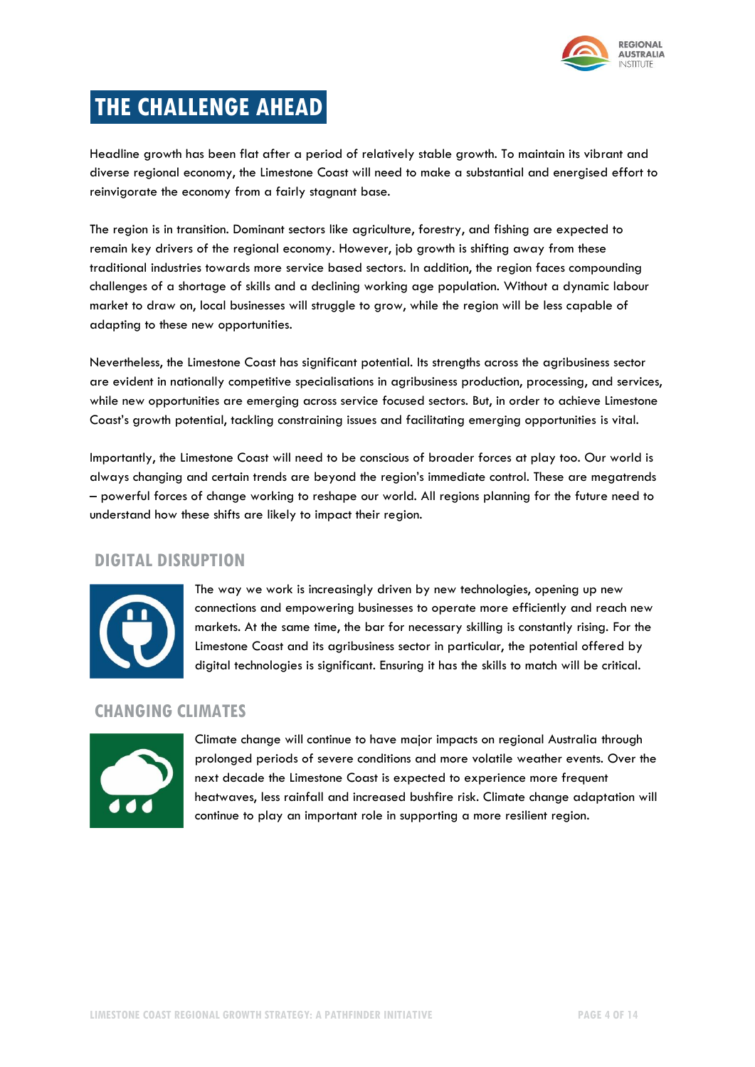# THE CHALLENGE AHEAD

Headline growth has been flat after a period of relatively stable growth. To maintain its vibrant and diverse regional economy, the Limestone Coast will need to make a substantial and energised effort to reinvigorate the economy from a fairly stagnant base.

The region is in transition. Dominant sectors like agriculture, forestry, and fishing are expected to remain key drivers of the regional economy. However, job growth is shifting away from these traditional industries towards more service based sectors. In addition, the region faces compounding challenges of a shortage of skills and a declining working age population. Without a dynamic labour market to draw on, local businesses will struggle to grow, while the region will be less capable of adapting to these new opportunities.

Nevertheless, the Limestone Coast has significant potential. Its strengths across the agribusiness sector are evident in nationally competitive specialisations in agribusiness production, processing, and services, while new opportunities are emerging across service focused sectors. But, in order to achieve Limestone Coast's growth potential, tackling constraining issues and facilitating emerging opportunities is vital.

Importantly, the Limestone Coast will need to be conscious of broader forces at play too. Our world is always changing and certain trends are beyond the region's immediate control. These are megatrends – powerful forces of change working to reshape our world. All regions planning for the future need to understand how these shifts are likely to impact their region.

## DIGITAL DISRUPTION

The way we work is increasingly driven by new technologies, opening up new connections and empowering businesses to operate more efficiently and reach new markets. At the same time, the bar for necessary skilling is constantly rising. For the Limestone Coast and its agribusiness sector in particular, the potential offered by digital technologies is significant. Ensuring it has the skills to match will be critical.

## CHANGING CLIMATES

Climate change will continue to have major impacts on regional Australia through prolonged periods of severe conditions and more volatile weather events. Over the next decade the Limestone Coast is expected to experience more frequent heatwaves, less rainfall and increased bushfire risk. Climate change adaptation will continue to play an important role in supporting a more resilient region.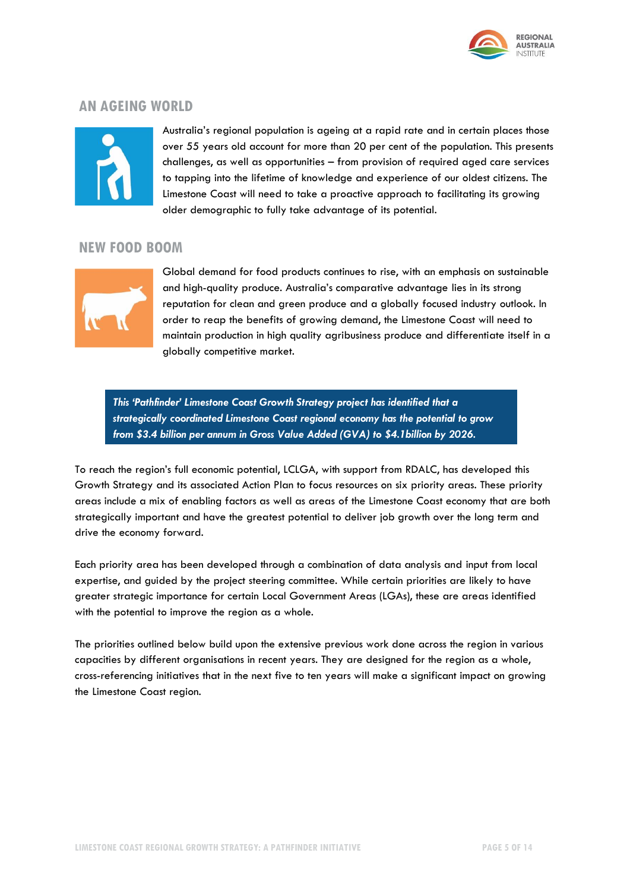## AN AGEING WORLD

Australia's regional population is ageing at a rapid rate and in certain places those over 55 years old account for more than 20 per cent of the population. This presents challenges, as well as opportunities – from provision of required aged care services to tapping into the lifetime of knowledge and experience of our oldest citizens. The Limestone Coast will need to take a proactive approach to facilitating its growing older demographic to fully take advantage of its potential.

## NEW FOOD BOOM

Global demand for food products continues to rise, with an emphasis on sustainable and high-quality produce. Australia's comparative advantage lies in its strong reputation for clean and green produce and a globally focused industry outlook. In order to reap the benefits of growing demand, the Limestone Coast will need to maintain production in high quality agribusiness produce and differentiate itself in a globally competitive market.

***This 'Pathfinder' Limestone Coast Growth Strategy project has identified that a strategically coordinated Limestone Coast regional economy has the potential to grow from $3.4 billion per annum in Gross Value Added (GVA) to $4.1billion by 2026.***

To reach the region's full economic potential, LCLGA, with support from RDALC, has developed this Growth Strategy and its associated Action Plan to focus resources on six priority areas. These priority areas include a mix of enabling factors as well as areas of the Limestone Coast economy that are both strategically important and have the greatest potential to deliver job growth over the long term and drive the economy forward.

Each priority area has been developed through a combination of data analysis and input from local expertise, and guided by the project steering committee. While certain priorities are likely to have greater strategic importance for certain Local Government Areas (LGAs), these are areas identified with the potential to improve the region as a whole.

The priorities outlined below build upon the extensive previous work done across the region in various capacities by different organisations in recent years. They are designed for the region as a whole, cross-referencing initiatives that in the next five to ten years will make a significant impact on growing the Limestone Coast region.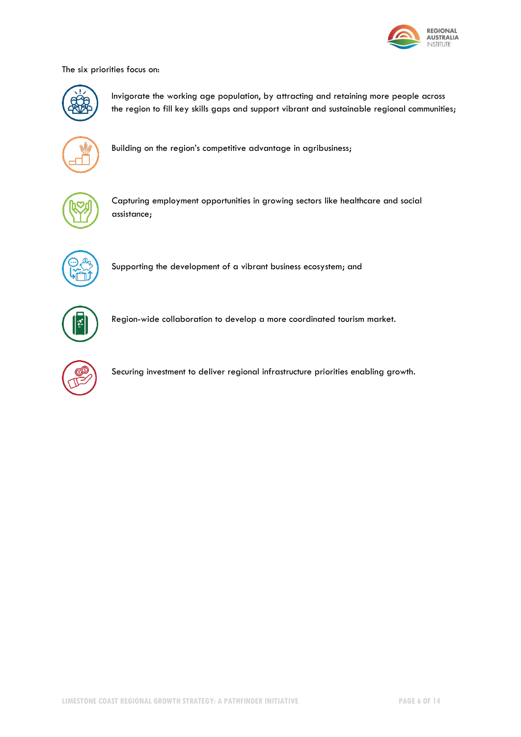The six priorities focus on:

- Invigorate the working age population, by attracting and retaining more people across the region to fill key skills gaps and support vibrant and sustainable regional communities;
- Building on the region's competitive advantage in agribusiness;
- Capturing employment opportunities in growing sectors like healthcare and social assistance;
- Supporting the development of a vibrant business ecosystem; and
- Region-wide collaboration to develop a more coordinated tourism market.
- Securing investment to deliver regional infrastructure priorities enabling growth.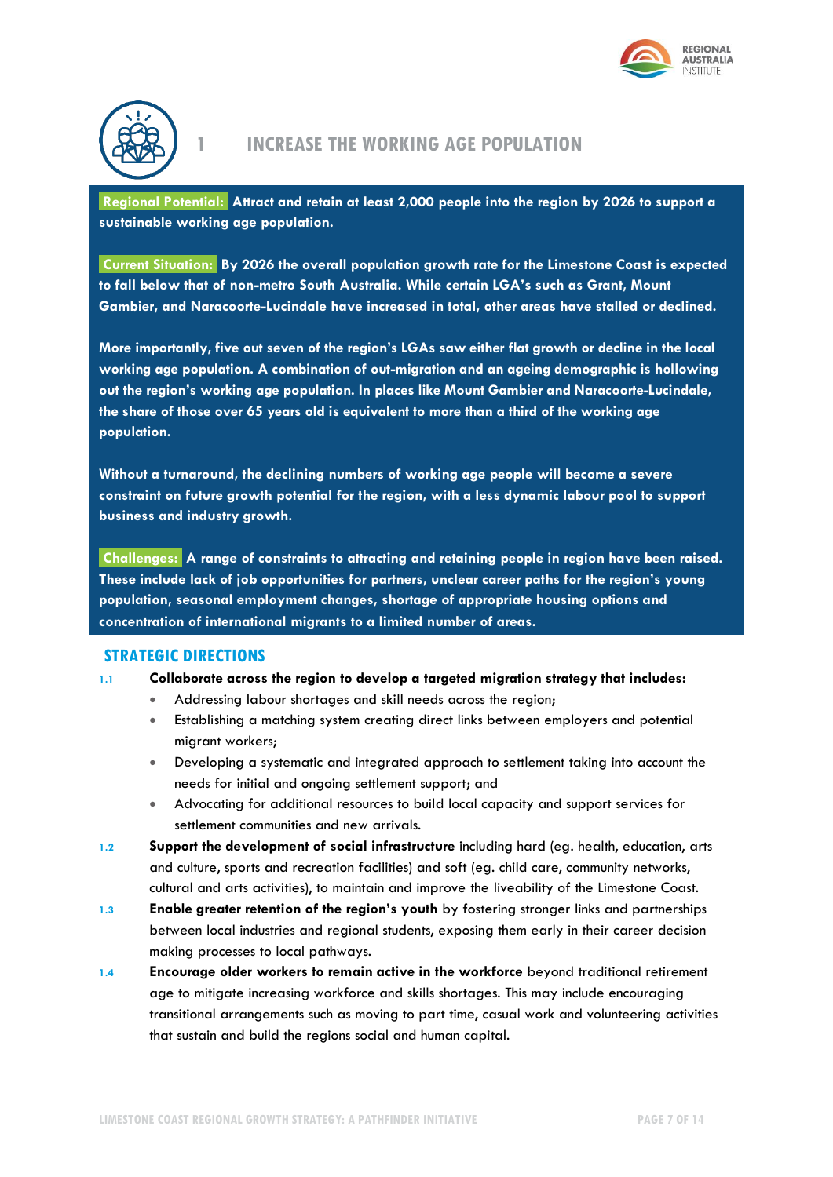# 1 INCREASE THE WORKING AGE POPULATION

**Regional Potential:** **Attract and retain at least 2,000 people into the region by 2026 to support a sustainable working age population.**

**Current Situation:** **By 2026 the overall population growth rate for the Limestone Coast is expected to fall below that of non-metro South Australia. While certain LGA's such as Grant, Mount Gambier, and Naracoorte-Lucindale have increased in total, other areas have stalled or declined.**

**More importantly, five out seven of the region's LGAs saw either flat growth or decline in the local working age population. A combination of out-migration and an ageing demographic is hollowing out the region's working age population. In places like Mount Gambier and Naracoorte-Lucindale, the share of those over 65 years old is equivalent to more than a third of the working age population.**

**Without a turnaround, the declining numbers of working age people will become a severe constraint on future growth potential for the region, with a less dynamic labour pool to support business and industry growth.**

**Challenges:** **A range of constraints to attracting and retaining people in region have been raised. These include lack of job opportunities for partners, unclear career paths for the region's young population, seasonal employment changes, shortage of appropriate housing options and concentration of international migrants to a limited number of areas.**

## STRATEGIC DIRECTIONS

1.1 **Collaborate across the region to develop a targeted migration strategy that includes:**

- Addressing labour shortages and skill needs across the region;
- Establishing a matching system creating direct links between employers and potential migrant workers;
- Developing a systematic and integrated approach to settlement taking into account the needs for initial and ongoing settlement support; and
- Advocating for additional resources to build local capacity and support services for settlement communities and new arrivals.

1.2 **Support the development of social infrastructure** including hard (eg. health, education, arts and culture, sports and recreation facilities) and soft (eg. child care, community networks, cultural and arts activities), to maintain and improve the liveability of the Limestone Coast.

1.3 **Enable greater retention of the region's youth** by fostering stronger links and partnerships between local industries and regional students, exposing them early in their career decision making processes to local pathways.

1.4 **Encourage older workers to remain active in the workforce** beyond traditional retirement age to mitigate increasing workforce and skills shortages. This may include encouraging transitional arrangements such as moving to part time, casual work and volunteering activities that sustain and build the regions social and human capital.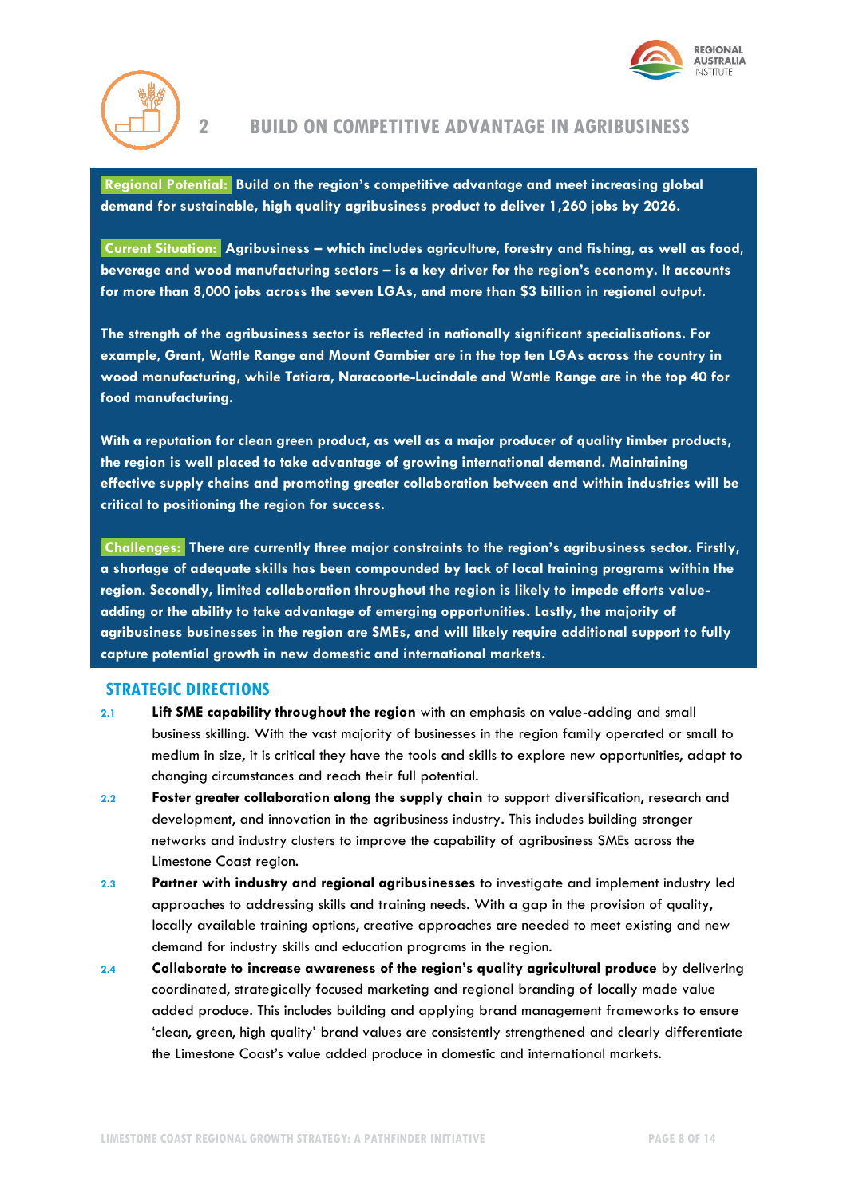## 2 BUILD ON COMPETITIVE ADVANTAGE IN AGRIBUSINESS

**Regional Potential: Build on the region's competitive advantage and meet increasing global demand for sustainable, high quality agribusiness product to deliver 1,260 jobs by 2026.**

**Current Situation: Agribusiness – which includes agriculture, forestry and fishing, as well as food, beverage and wood manufacturing sectors – is a key driver for the region's economy. It accounts for more than 8,000 jobs across the seven LGAs, and more than $3 billion in regional output.**

**The strength of the agribusiness sector is reflected in nationally significant specialisations. For example, Grant, Wattle Range and Mount Gambier are in the top ten LGAs across the country in wood manufacturing, while Tatiara, Naracoorte-Lucindale and Wattle Range are in the top 40 for food manufacturing.**

**With a reputation for clean green product, as well as a major producer of quality timber products, the region is well placed to take advantage of growing international demand. Maintaining effective supply chains and promoting greater collaboration between and within industries will be critical to positioning the region for success.**

**Challenges: There are currently three major constraints to the region's agribusiness sector. Firstly, a shortage of adequate skills has been compounded by lack of local training programs within the region. Secondly, limited collaboration throughout the region is likely to impede efforts value-adding or the ability to take advantage of emerging opportunities. Lastly, the majority of agribusiness businesses in the region are SMEs, and will likely require additional support to fully capture potential growth in new domestic and international markets.**

### STRATEGIC DIRECTIONS

2.1 **Lift SME capability throughout the region** with an emphasis on value-adding and small business skilling. With the vast majority of businesses in the region family operated or small to medium in size, it is critical they have the tools and skills to explore new opportunities, adapt to changing circumstances and reach their full potential.

2.2 **Foster greater collaboration along the supply chain** to support diversification, research and development, and innovation in the agribusiness industry. This includes building stronger networks and industry clusters to improve the capability of agribusiness SMEs across the Limestone Coast region.

2.3 **Partner with industry and regional agribusinesses** to investigate and implement industry led approaches to addressing skills and training needs. With a gap in the provision of quality, locally available training options, creative approaches are needed to meet existing and new demand for industry skills and education programs in the region.

2.4 **Collaborate to increase awareness of the region's quality agricultural produce** by delivering coordinated, strategically focused marketing and regional branding of locally made value added produce. This includes building and applying brand management frameworks to ensure 'clean, green, high quality' brand values are consistently strengthened and clearly differentiate the Limestone Coast's value added produce in domestic and international markets.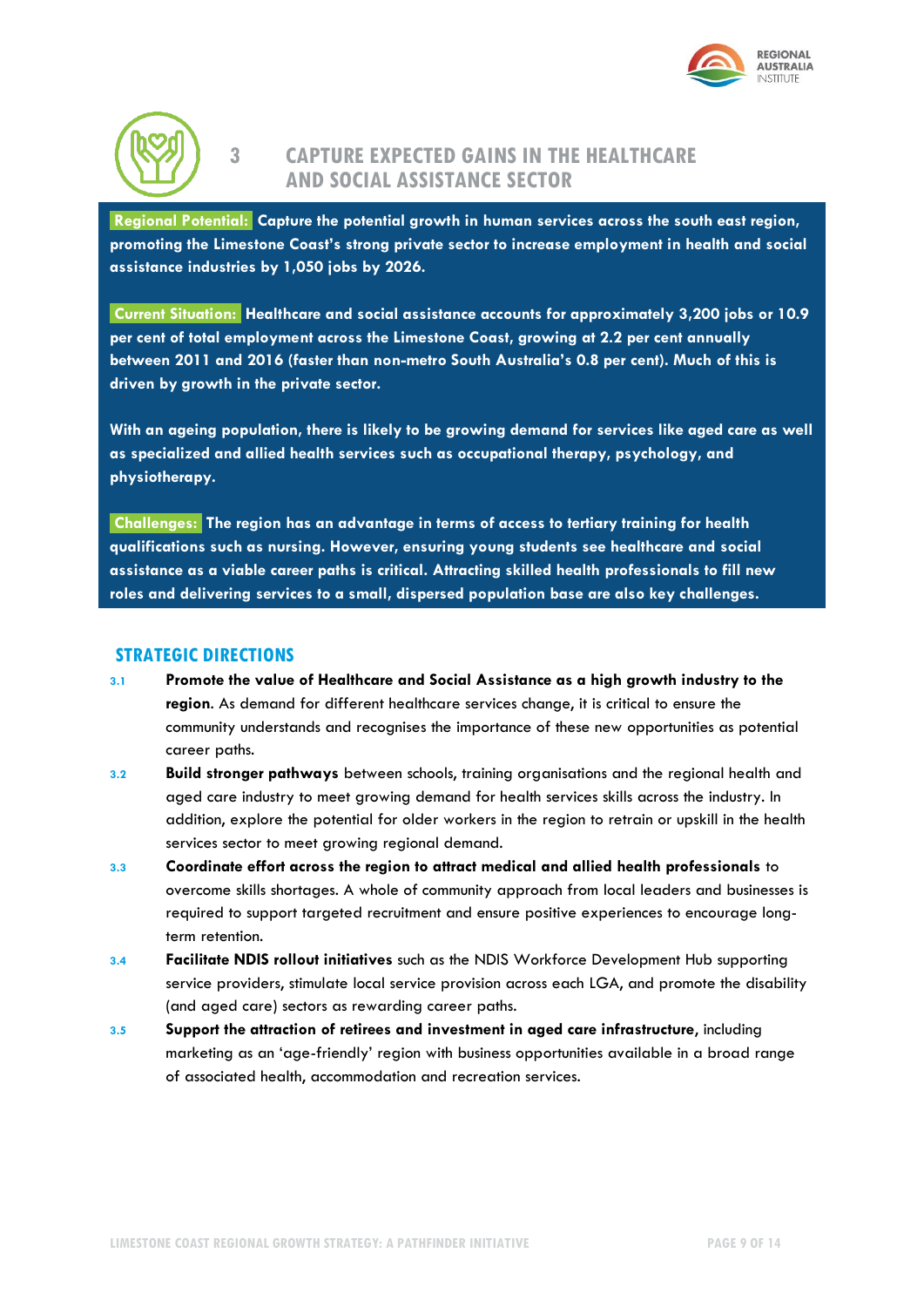## 3 CAPTURE EXPECTED GAINS IN THE HEALTHCARE AND SOCIAL ASSISTANCE SECTOR

**Regional Potential: Capture the potential growth in human services across the south east region, promoting the Limestone Coast's strong private sector to increase employment in health and social assistance industries by 1,050 jobs by 2026.**

**Current Situation: Healthcare and social assistance accounts for approximately 3,200 jobs or 10.9 per cent of total employment across the Limestone Coast, growing at 2.2 per cent annually between 2011 and 2016 (faster than non-metro South Australia's 0.8 per cent). Much of this is driven by growth in the private sector.**

**With an ageing population, there is likely to be growing demand for services like aged care as well as specialized and allied health services such as occupational therapy, psychology, and physiotherapy.**

**Challenges: The region has an advantage in terms of access to tertiary training for health qualifications such as nursing. However, ensuring young students see healthcare and social assistance as a viable career paths is critical. Attracting skilled health professionals to fill new roles and delivering services to a small, dispersed population base are also key challenges.**

### STRATEGIC DIRECTIONS

3.1 **Promote the value of Healthcare and Social Assistance as a high growth industry to the region**. As demand for different healthcare services change, it is critical to ensure the community understands and recognises the importance of these new opportunities as potential career paths.

3.2 **Build stronger pathways** between schools, training organisations and the regional health and aged care industry to meet growing demand for health services skills across the industry. In addition, explore the potential for older workers in the region to retrain or upskill in the health services sector to meet growing regional demand.

3.3 **Coordinate effort across the region to attract medical and allied health professionals** to overcome skills shortages. A whole of community approach from local leaders and businesses is required to support targeted recruitment and ensure positive experiences to encourage long-term retention.

3.4 **Facilitate NDIS rollout initiatives** such as the NDIS Workforce Development Hub supporting service providers, stimulate local service provision across each LGA, and promote the disability (and aged care) sectors as rewarding career paths.

3.5 **Support the attraction of retirees and investment in aged care infrastructure,** including marketing as an 'age-friendly' region with business opportunities available in a broad range of associated health, accommodation and recreation services.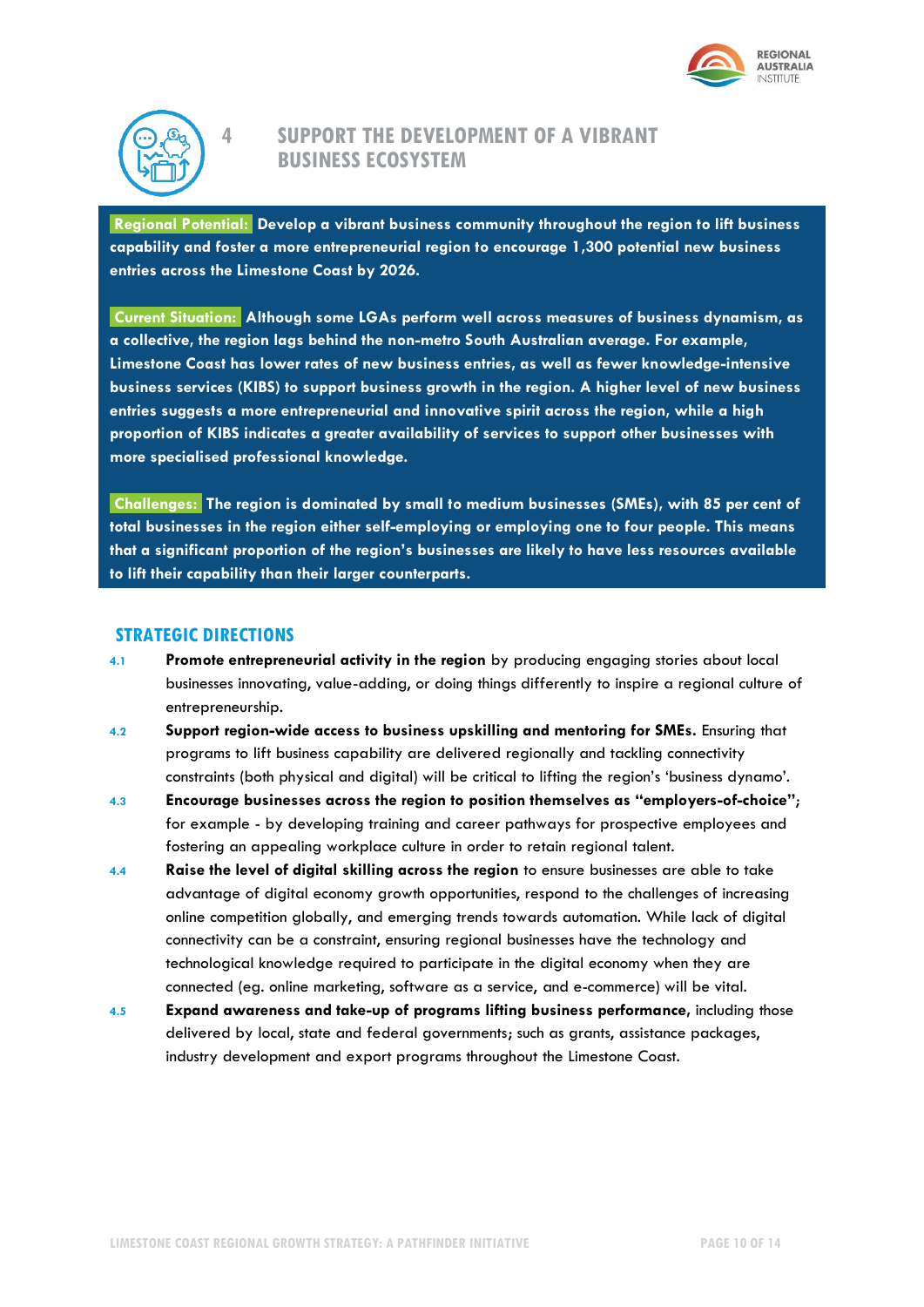## 4 SUPPORT THE DEVELOPMENT OF A VIBRANT BUSINESS ECOSYSTEM

**Regional Potential:** **Develop a vibrant business community throughout the region to lift business capability and foster a more entrepreneurial region to encourage 1,300 potential new business entries across the Limestone Coast by 2026.**

**Current Situation:** **Although some LGAs perform well across measures of business dynamism, as a collective, the region lags behind the non-metro South Australian average. For example, Limestone Coast has lower rates of new business entries, as well as fewer knowledge-intensive business services (KIBS) to support business growth in the region. A higher level of new business entries suggests a more entrepreneurial and innovative spirit across the region, while a high proportion of KIBS indicates a greater availability of services to support other businesses with more specialised professional knowledge.**

**Challenges:** **The region is dominated by small to medium businesses (SMEs), with 85 per cent of total businesses in the region either self-employing or employing one to four people. This means that a significant proportion of the region's businesses are likely to have less resources available to lift their capability than their larger counterparts.**

### STRATEGIC DIRECTIONS

4.1 **Promote entrepreneurial activity in the region** by producing engaging stories about local businesses innovating, value-adding, or doing things differently to inspire a regional culture of entrepreneurship.

4.2 **Support region-wide access to business upskilling and mentoring for SMEs.** Ensuring that programs to lift business capability are delivered regionally and tackling connectivity constraints (both physical and digital) will be critical to lifting the region's 'business dynamo'.

4.3 **Encourage businesses across the region to position themselves as "employers-of-choice"**; for example - by developing training and career pathways for prospective employees and fostering an appealing workplace culture in order to retain regional talent.

4.4 **Raise the level of digital skilling across the region** to ensure businesses are able to take advantage of digital economy growth opportunities, respond to the challenges of increasing online competition globally, and emerging trends towards automation. While lack of digital connectivity can be a constraint, ensuring regional businesses have the technology and technological knowledge required to participate in the digital economy when they are connected (eg. online marketing, software as a service, and e-commerce) will be vital.

4.5 **Expand awareness and take-up of programs lifting business performance,** including those delivered by local, state and federal governments; such as grants, assistance packages, industry development and export programs throughout the Limestone Coast.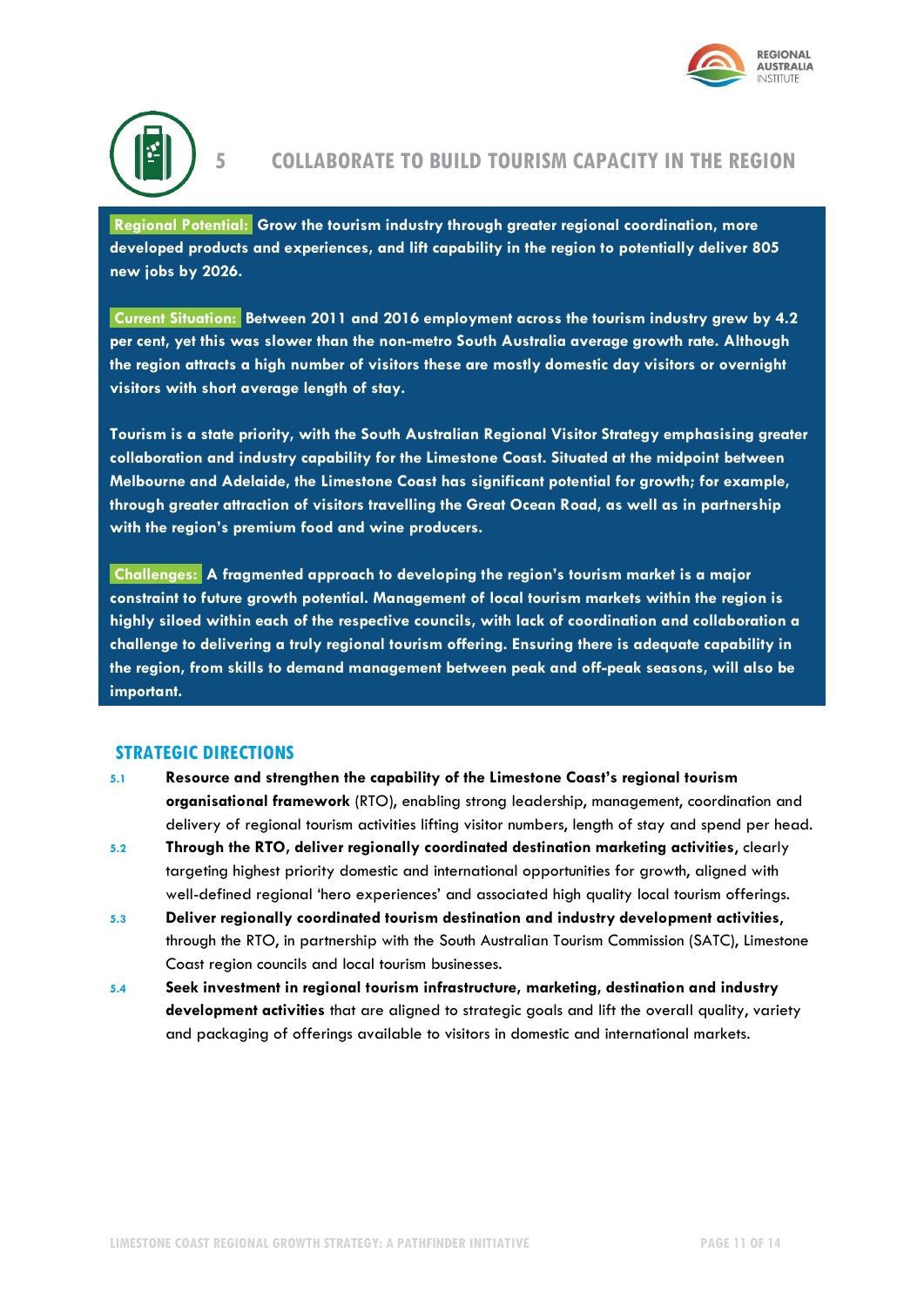## 5 COLLABORATE TO BUILD TOURISM CAPACITY IN THE REGION

**Regional Potential:** Grow the tourism industry through greater regional coordination, more developed products and experiences, and lift capability in the region to potentially deliver 805 new jobs by 2026.

**Current Situation:** Between 2011 and 2016 employment across the tourism industry grew by 4.2 per cent, yet this was slower than the non-metro South Australia average growth rate. Although the region attracts a high number of visitors these are mostly domestic day visitors or overnight visitors with short average length of stay.

Tourism is a state priority, with the South Australian Regional Visitor Strategy emphasising greater collaboration and industry capability for the Limestone Coast. Situated at the midpoint between Melbourne and Adelaide, the Limestone Coast has significant potential for growth; for example, through greater attraction of visitors travelling the Great Ocean Road, as well as in partnership with the region's premium food and wine producers.

**Challenges:** A fragmented approach to developing the region's tourism market is a major constraint to future growth potential. Management of local tourism markets within the region is highly siloed within each of the respective councils, with lack of coordination and collaboration a challenge to delivering a truly regional tourism offering. Ensuring there is adequate capability in the region, from skills to demand management between peak and off-peak seasons, will also be important.

### STRATEGIC DIRECTIONS

5.1 **Resource and strengthen the capability of the Limestone Coast's regional tourism organisational framework** (RTO), enabling strong leadership, management, coordination and delivery of regional tourism activities lifting visitor numbers, length of stay and spend per head.

5.2 **Through the RTO, deliver regionally coordinated destination marketing activities,** clearly targeting highest priority domestic and international opportunities for growth, aligned with well-defined regional 'hero experiences' and associated high quality local tourism offerings.

5.3 **Deliver regionally coordinated tourism destination and industry development activities,** through the RTO, in partnership with the South Australian Tourism Commission (SATC), Limestone Coast region councils and local tourism businesses.

5.4 **Seek investment in regional tourism infrastructure, marketing, destination and industry development activities** that are aligned to strategic goals and lift the overall quality, variety and packaging of offerings available to visitors in domestic and international markets.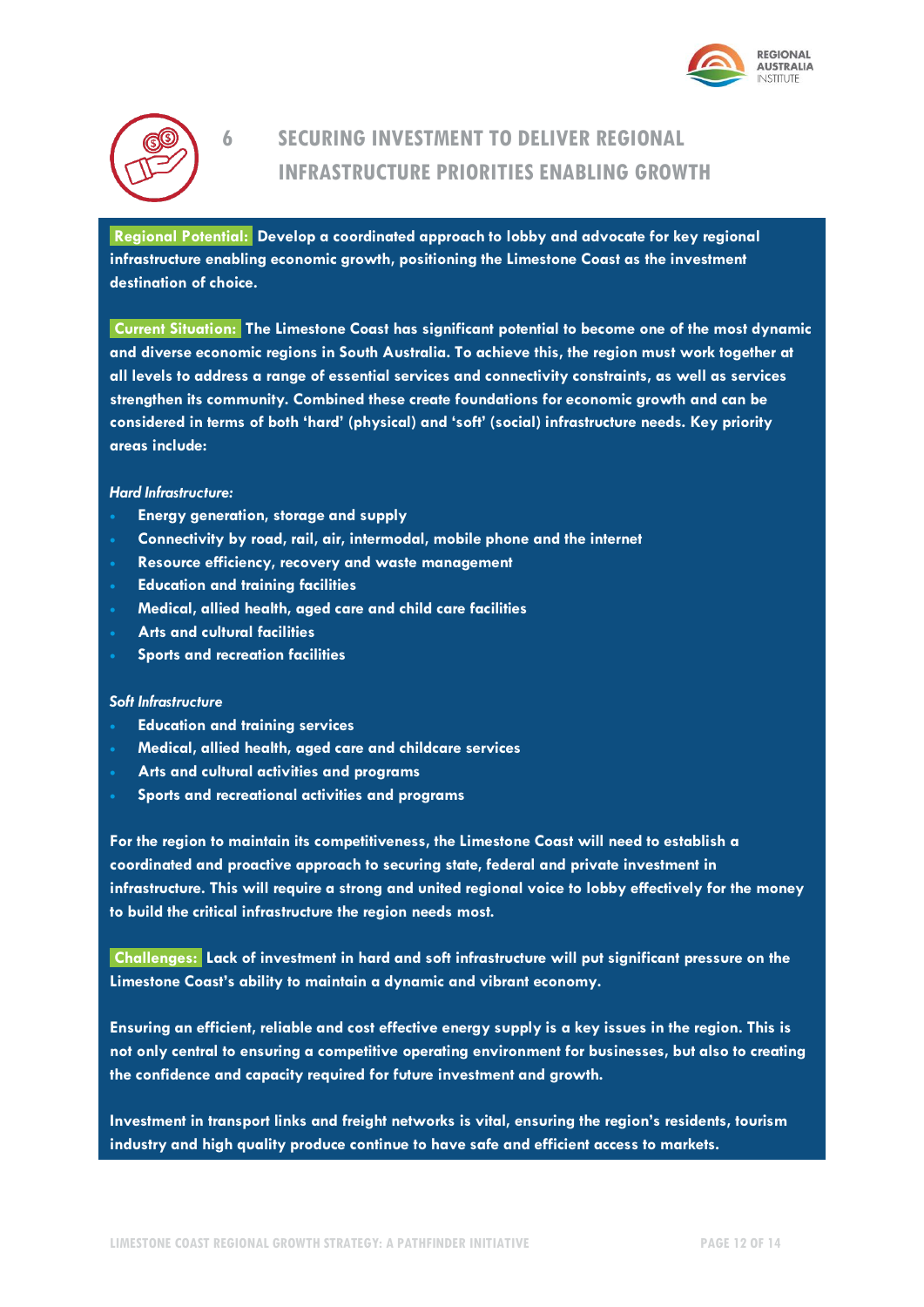# 6 SECURING INVESTMENT TO DELIVER REGIONAL INFRASTRUCTURE PRIORITIES ENABLING GROWTH

**Regional Potential:** **Develop a coordinated approach to lobby and advocate for key regional infrastructure enabling economic growth, positioning the Limestone Coast as the investment destination of choice.**

**Current Situation:** **The Limestone Coast has significant potential to become one of the most dynamic and diverse economic regions in South Australia. To achieve this, the region must work together at all levels to address a range of essential services and connectivity constraints, as well as services strengthen its community. Combined these create foundations for economic growth and can be considered in terms of both 'hard' (physical) and 'soft' (social) infrastructure needs. Key priority areas include:**

*Hard Infrastructure:*

- **Energy generation, storage and supply**
- **Connectivity by road, rail, air, intermodal, mobile phone and the internet**
- **Resource efficiency, recovery and waste management**
- **Education and training facilities**
- **Medical, allied health, aged care and child care facilities**
- **Arts and cultural facilities**
- **Sports and recreation facilities**

*Soft Infrastructure*

- **Education and training services**
- **Medical, allied health, aged care and childcare services**
- **Arts and cultural activities and programs**
- **Sports and recreational activities and programs**

**For the region to maintain its competitiveness, the Limestone Coast will need to establish a coordinated and proactive approach to securing state, federal and private investment in infrastructure. This will require a strong and united regional voice to lobby effectively for the money to build the critical infrastructure the region needs most.**

**Challenges:** **Lack of investment in hard and soft infrastructure will put significant pressure on the Limestone Coast's ability to maintain a dynamic and vibrant economy.**

**Ensuring an efficient, reliable and cost effective energy supply is a key issues in the region. This is not only central to ensuring a competitive operating environment for businesses, but also to creating the confidence and capacity required for future investment and growth.**

**Investment in transport links and freight networks is vital, ensuring the region's residents, tourism industry and high quality produce continue to have safe and efficient access to markets.**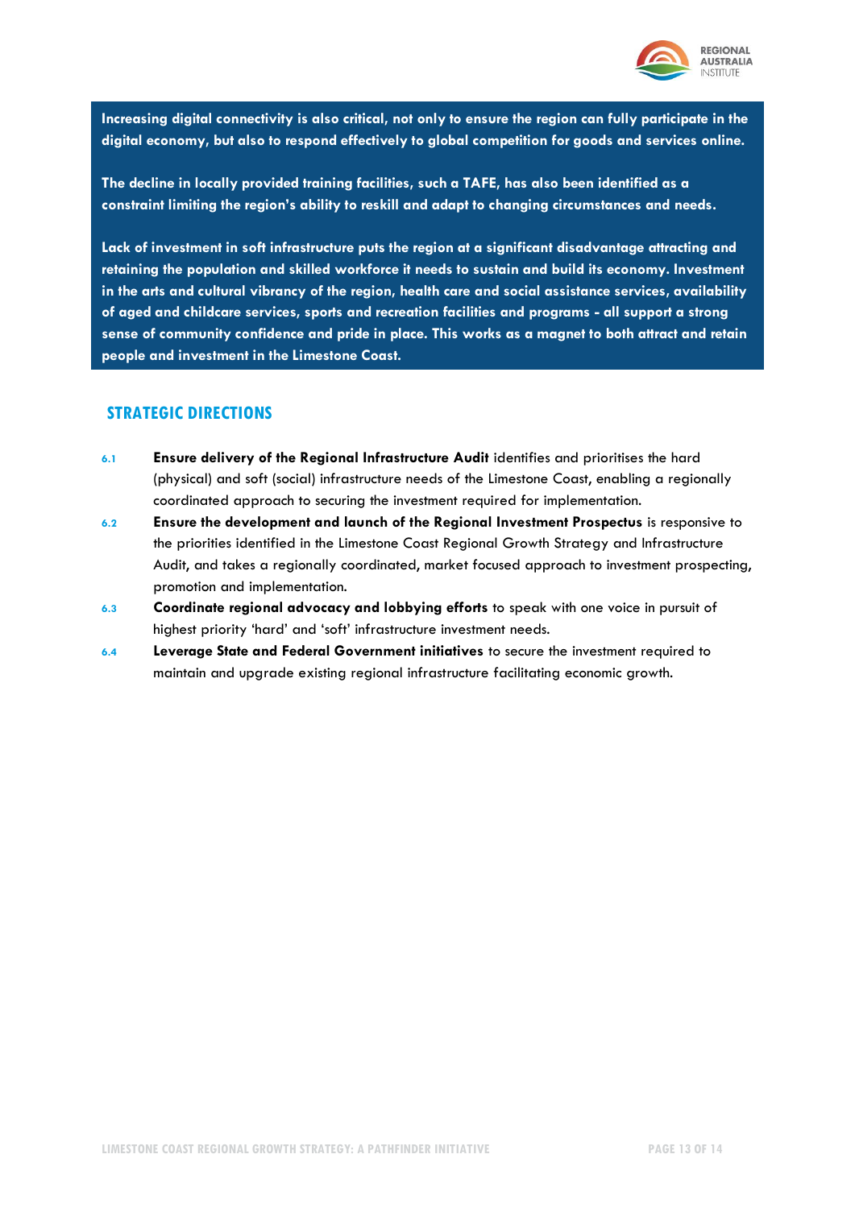**Increasing digital connectivity is also critical, not only to ensure the region can fully participate in the digital economy, but also to respond effectively to global competition for goods and services online.**

**The decline in locally provided training facilities, such a TAFE, has also been identified as a constraint limiting the region's ability to reskill and adapt to changing circumstances and needs.**

**Lack of investment in soft infrastructure puts the region at a significant disadvantage attracting and retaining the population and skilled workforce it needs to sustain and build its economy. Investment in the arts and cultural vibrancy of the region, health care and social assistance services, availability of aged and childcare services, sports and recreation facilities and programs - all support a strong sense of community confidence and pride in place. This works as a magnet to both attract and retain people and investment in the Limestone Coast.**

## STRATEGIC DIRECTIONS

- 6.1 **Ensure delivery of the Regional Infrastructure Audit** identifies and prioritises the hard (physical) and soft (social) infrastructure needs of the Limestone Coast, enabling a regionally coordinated approach to securing the investment required for implementation.
- 6.2 **Ensure the development and launch of the Regional Investment Prospectus** is responsive to the priorities identified in the Limestone Coast Regional Growth Strategy and Infrastructure Audit, and takes a regionally coordinated, market focused approach to investment prospecting, promotion and implementation.
- 6.3 **Coordinate regional advocacy and lobbying efforts** to speak with one voice in pursuit of highest priority 'hard' and 'soft' infrastructure investment needs.
- 6.4 **Leverage State and Federal Government initiatives** to secure the investment required to maintain and upgrade existing regional infrastructure facilitating economic growth.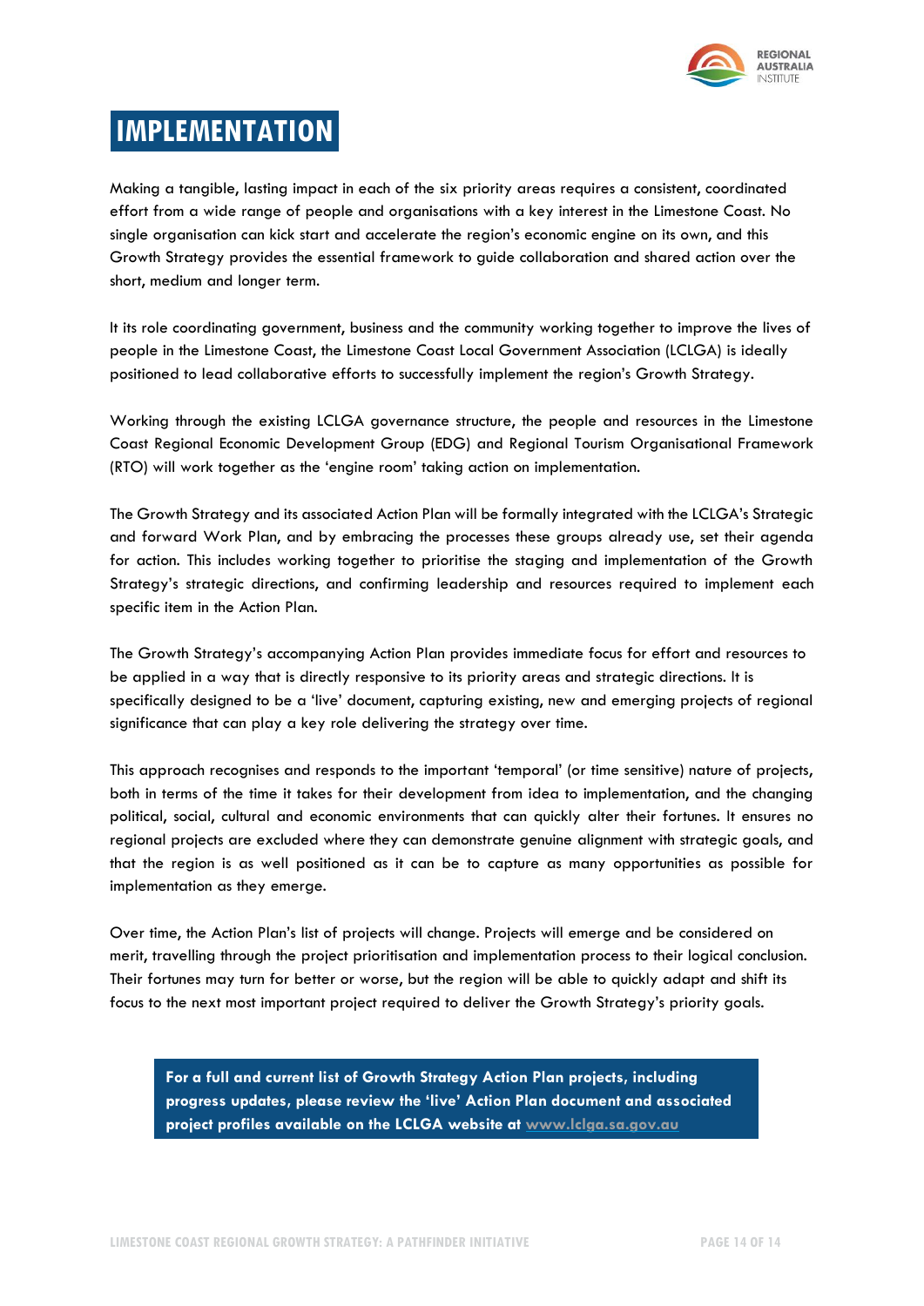# IMPLEMENTATION

Making a tangible, lasting impact in each of the six priority areas requires a consistent, coordinated effort from a wide range of people and organisations with a key interest in the Limestone Coast. No single organisation can kick start and accelerate the region's economic engine on its own, and this Growth Strategy provides the essential framework to guide collaboration and shared action over the short, medium and longer term.

It its role coordinating government, business and the community working together to improve the lives of people in the Limestone Coast, the Limestone Coast Local Government Association (LCLGA) is ideally positioned to lead collaborative efforts to successfully implement the region's Growth Strategy.

Working through the existing LCLGA governance structure, the people and resources in the Limestone Coast Regional Economic Development Group (EDG) and Regional Tourism Organisational Framework (RTO) will work together as the 'engine room' taking action on implementation.

The Growth Strategy and its associated Action Plan will be formally integrated with the LCLGA's Strategic and forward Work Plan, and by embracing the processes these groups already use, set their agenda for action. This includes working together to prioritise the staging and implementation of the Growth Strategy's strategic directions, and confirming leadership and resources required to implement each specific item in the Action Plan.

The Growth Strategy's accompanying Action Plan provides immediate focus for effort and resources to be applied in a way that is directly responsive to its priority areas and strategic directions. It is specifically designed to be a 'live' document, capturing existing, new and emerging projects of regional significance that can play a key role delivering the strategy over time.

This approach recognises and responds to the important 'temporal' (or time sensitive) nature of projects, both in terms of the time it takes for their development from idea to implementation, and the changing political, social, cultural and economic environments that can quickly alter their fortunes. It ensures no regional projects are excluded where they can demonstrate genuine alignment with strategic goals, and that the region is as well positioned as it can be to capture as many opportunities as possible for implementation as they emerge.

Over time, the Action Plan's list of projects will change. Projects will emerge and be considered on merit, travelling through the project prioritisation and implementation process to their logical conclusion. Their fortunes may turn for better or worse, but the region will be able to quickly adapt and shift its focus to the next most important project required to deliver the Growth Strategy's priority goals.

**For a full and current list of Growth Strategy Action Plan projects, including progress updates, please review the 'live' Action Plan document and associated project profiles available on the LCLGA website at www.lclga.sa.gov.au**